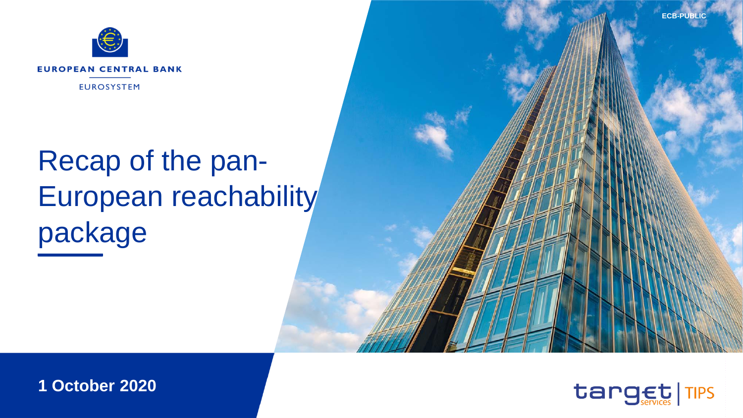ECB-PUBLIC

EUROPEAN CENTRAL BANK

EUROSYSTEM

# Recap of the pan-European reachability package

**1 October 2020**

target services | TIPS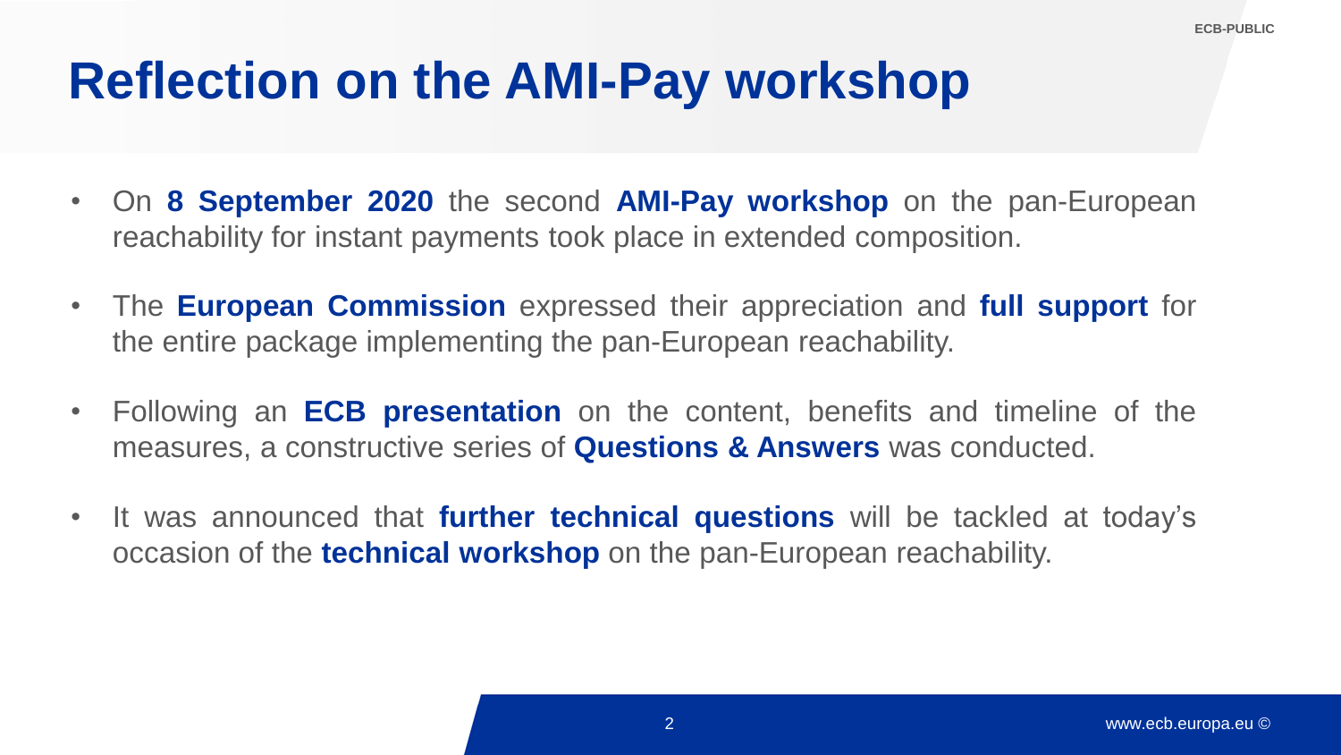# Reflection on the AMI-Pay workshop

- On **8 September 2020** the second **AMI-Pay workshop** on the pan-European reachability for instant payments took place in extended composition.
- The **European Commission** expressed their appreciation and **full support** for the entire package implementing the pan-European reachability.
- Following an **ECB presentation** on the content, benefits and timeline of the measures, a constructive series of **Questions & Answers** was conducted.
- It was announced that **further technical questions** will be tackled at today's occasion of the **technical workshop** on the pan-European reachability.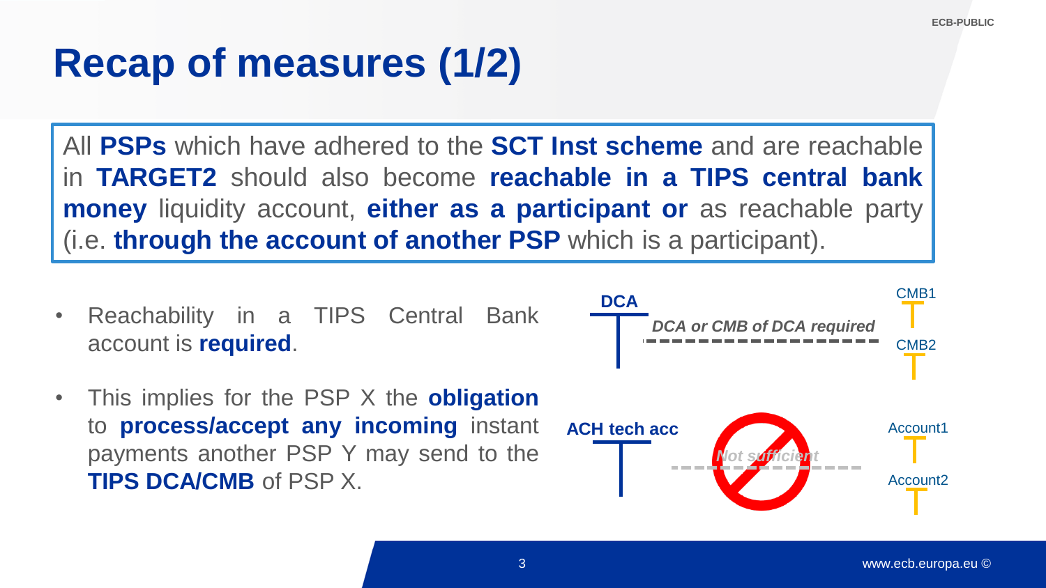# Recap of measures (1/2)

All **PSPs** which have adhered to the **SCT Inst scheme** and are reachable in **TARGET2** should also become **reachable in a TIPS central bank money** liquidity account, **either as a participant or** as reachable party (i.e. **through the account of another PSP** which is a participant).

- Reachability in a TIPS Central Bank account is **required**.
- This implies for the PSP X the **obligation** to **process/accept any incoming** instant payments another PSP Y may send to the **TIPS DCA/CMB** of PSP X.

**DCA**

*DCA or CMB of DCA required*

CMB1

CMB2

**ACH tech acc**

*Not sufficient*

Account1

Account2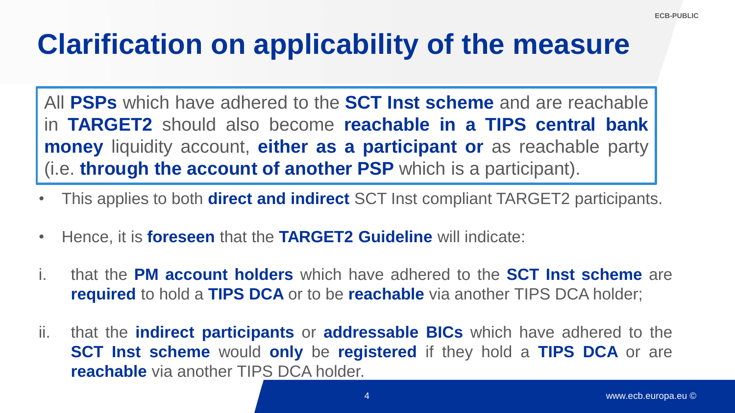# Clarification on applicability of the measure

All **PSPs** which have adhered to the **SCT Inst scheme** and are reachable in **TARGET2** should also become **reachable in a TIPS central bank money** liquidity account, **either as a participant or** as reachable party (i.e. **through the account of another PSP** which is a participant).

- This applies to both **direct and indirect** SCT Inst compliant TARGET2 participants.
- Hence, it is **foreseen** that the **TARGET2 Guideline** will indicate:

i. that the **PM account holders** which have adhered to the **SCT Inst scheme** are **required** to hold a **TIPS DCA** or to be **reachable** via another TIPS DCA holder;

ii. that the **indirect participants** or **addressable BICs** which have adhered to the **SCT Inst scheme** would **only** be **registered** if they hold a **TIPS DCA** or are **reachable** via another TIPS DCA holder.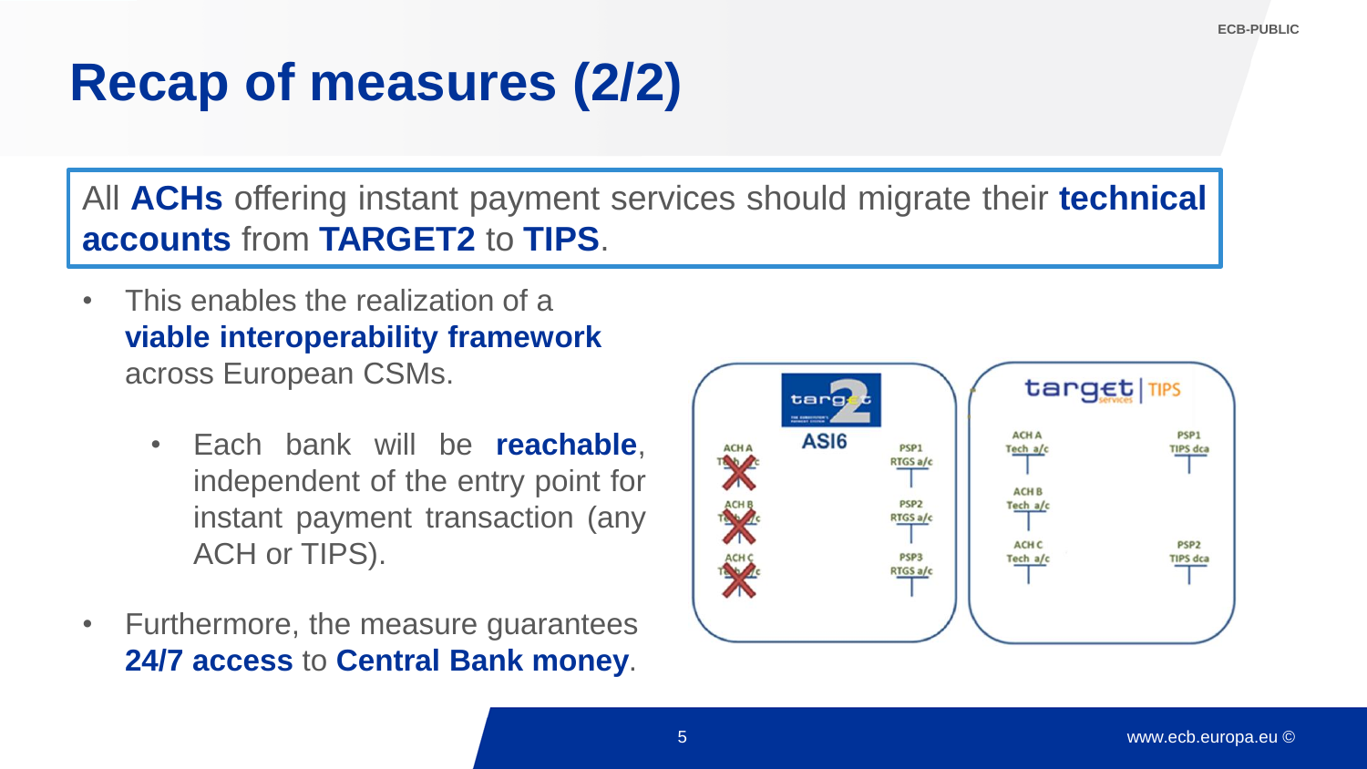# Recap of measures (2/2)

All **ACHs** offering instant payment services should migrate their **technical accounts** from **TARGET2** to **TIPS**.

- This enables the realization of a **viable interoperability framework** across European CSMs.
  - Each bank will be **reachable**, independent of the entry point for instant payment transaction (any ACH or TIPS).
- Furthermore, the measure guarantees **24/7 access** to **Central Bank money**.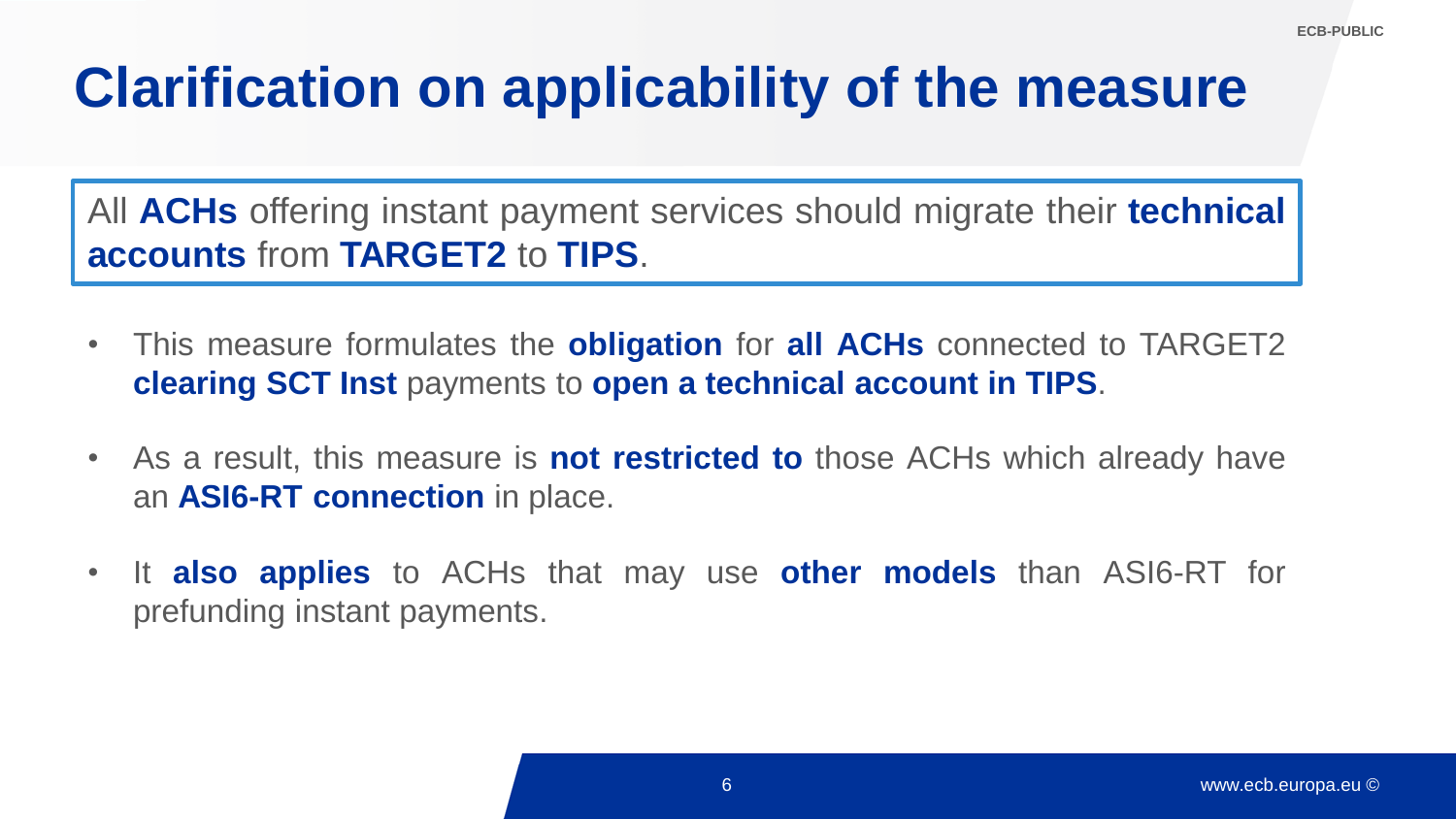# Clarification on applicability of the measure

All **ACHs** offering instant payment services should migrate their **technical accounts** from **TARGET2** to **TIPS**.

- This measure formulates the **obligation** for **all ACHs** connected to TARGET2 **clearing SCT Inst** payments to **open a technical account in TIPS**.
- As a result, this measure is **not restricted to** those ACHs which already have an **ASI6-RT connection** in place.
- It **also applies** to ACHs that may use **other models** than ASI6-RT for prefunding instant payments.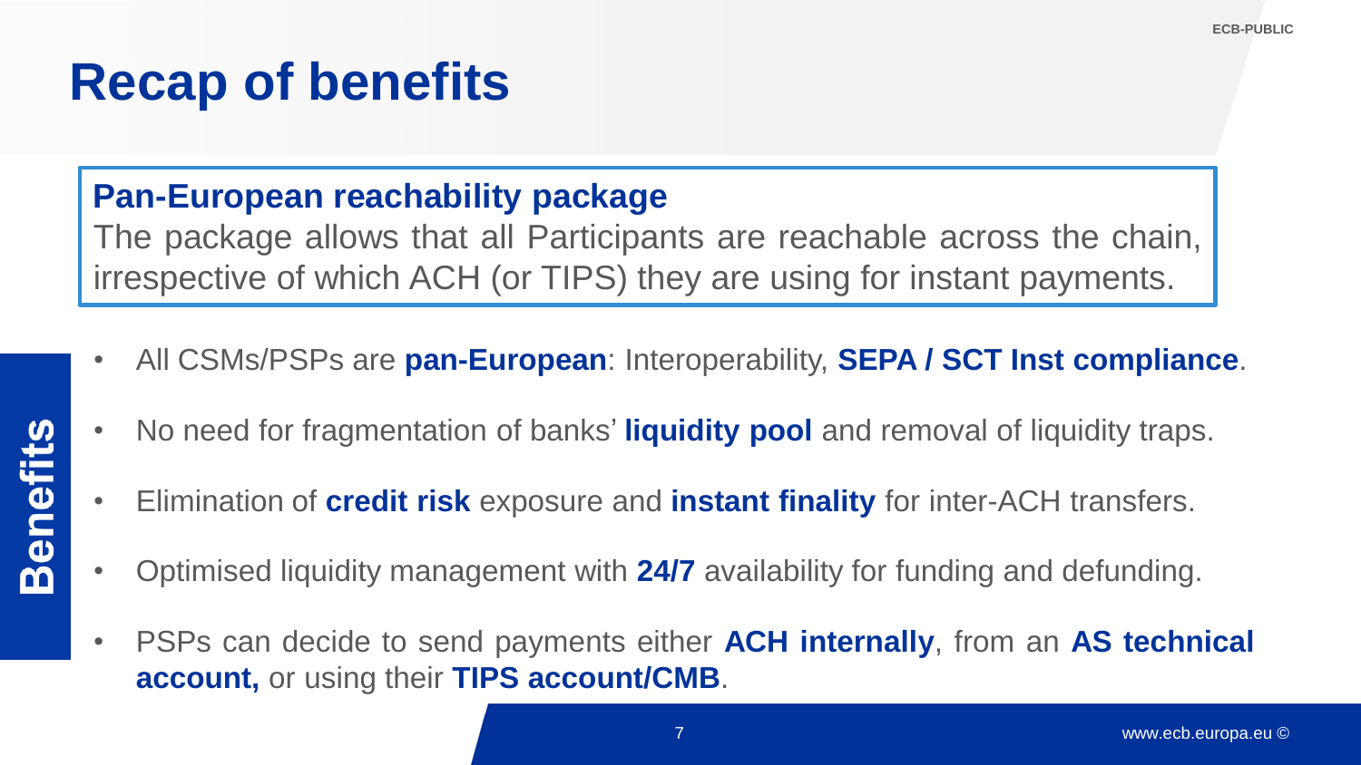# Recap of benefits

**Pan-European reachability package**
The package allows that all Participants are reachable across the chain, irrespective of which ACH (or TIPS) they are using for instant payments.

**Benefits**

- All CSMs/PSPs are **pan-European**: Interoperability, **SEPA / SCT Inst compliance**.
- No need for fragmentation of banks' **liquidity pool** and removal of liquidity traps.
- Elimination of **credit risk** exposure and **instant finality** for inter-ACH transfers.
- Optimised liquidity management with **24/7** availability for funding and defunding.
- PSPs can decide to send payments either **ACH internally**, from an **AS technical account,** or using their **TIPS account/CMB**.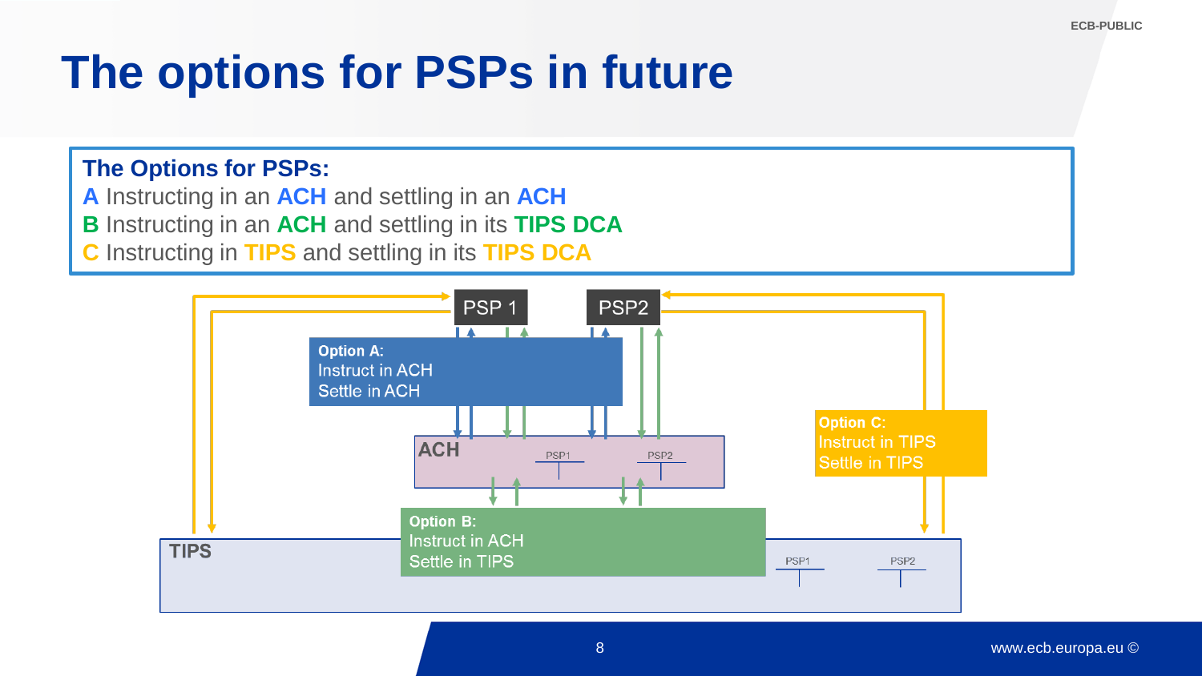# The options for PSPs in future

**The Options for PSPs:**

**A** Instructing in an **ACH** and settling in an **ACH**

**B** Instructing in an **ACH** and settling in its **TIPS DCA**

**C** Instructing in **TIPS** and settling in its **TIPS DCA**

PSP 1

PSP2

**Option A:**
Instruct in ACH
Settle in ACH

**ACH**

PSP1

PSP2

**Option B:**
Instruct in ACH
Settle in TIPS

**Option C:**
Instruct in TIPS
Settle in TIPS

**TIPS**

PSP1

PSP2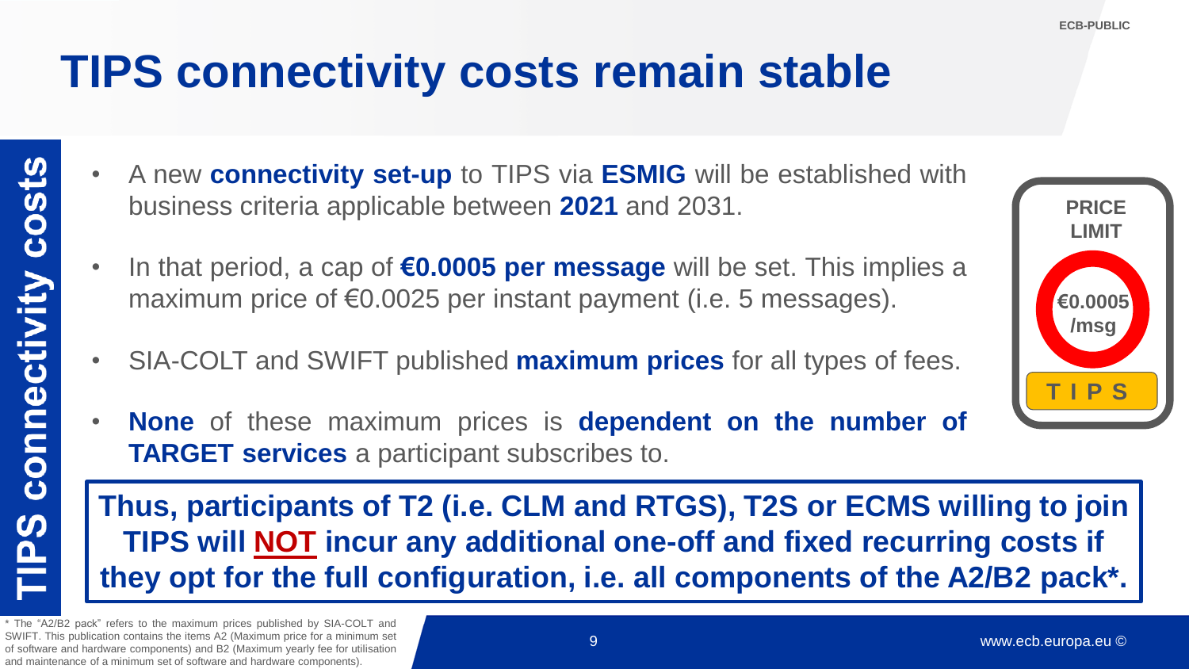# TIPS connectivity costs remain stable

TIPS connectivity costs

- A new **connectivity set-up** to TIPS via **ESMIG** will be established with business criteria applicable between **2021** and 2031.
- In that period, a cap of **€0.0005 per message** will be set. This implies a maximum price of €0.0025 per instant payment (i.e. 5 messages).
- SIA-COLT and SWIFT published **maximum prices** for all types of fees.
- **None** of these maximum prices is **dependent on the number of TARGET services** a participant subscribes to.

PRICE LIMIT

€0.0005 /msg

TIPS

**Thus, participants of T2 (i.e. CLM and RTGS), T2S or ECMS willing to join TIPS will NOT incur any additional one-off and fixed recurring costs if they opt for the full configuration, i.e. all components of the A2/B2 pack*.**

* The "A2/B2 pack" refers to the maximum prices published by SIA-COLT and SWIFT. This publication contains the items A2 (Maximum price for a minimum set of software and hardware components) and B2 (Maximum yearly fee for utilisation and maintenance of a minimum set of software and hardware components).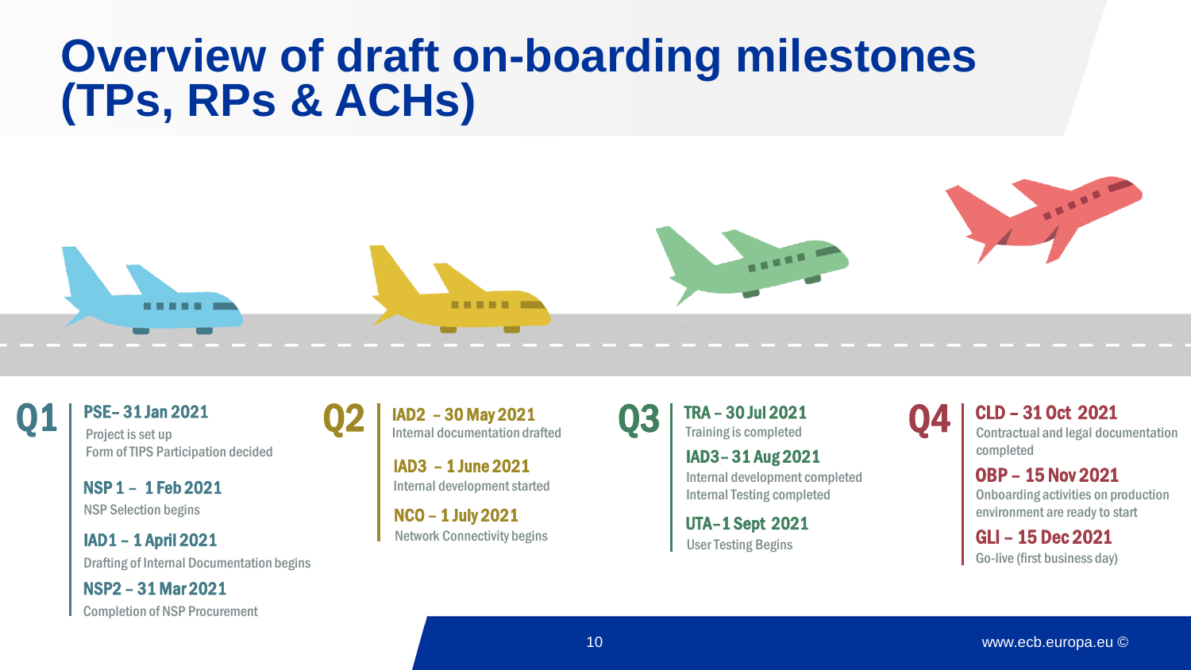# Overview of draft on-boarding milestones (TPs, RPs & ACHs)

## Q1

**PSE– 31 Jan 2021**
Project is set up
Form of TIPS Participation decided

**NSP 1 – 1 Feb 2021**
NSP Selection begins

**IAD1 – 1 April 2021**
Drafting of Internal Documentation begins

**NSP2 – 31 Mar 2021**
Completion of NSP Procurement

## Q2

**IAD2 – 30 May 2021**
Internal documentation drafted

**IAD3 – 1 June 2021**
Internal development started

**NCO – 1 July 2021**
Network Connectivity begins

## Q3

**TRA – 30 Jul 2021**
Training is completed

**IAD3– 31 Aug 2021**
Internal development completed
Internal Testing completed

**UTA–1 Sept 2021**
User Testing Begins

## Q4

**CLD – 31 Oct 2021**
Contractual and legal documentation completed

**OBP – 15 Nov 2021**
Onboarding activities on production environment are ready to start

**GLI – 15 Dec 2021**
Go-live (first business day)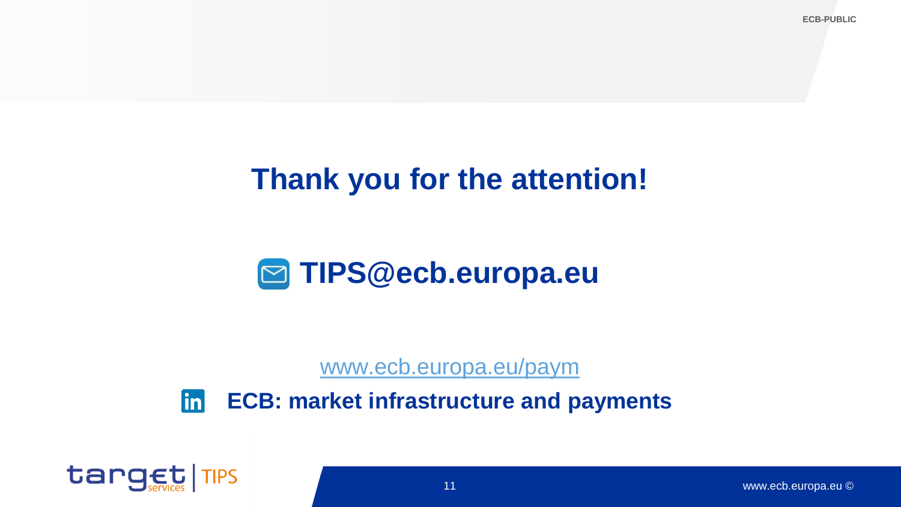# Thank you for the attention!

## TIPS@ecb.europa.eu

www.ecb.europa.eu/paym

**ECB: market infrastructure and payments**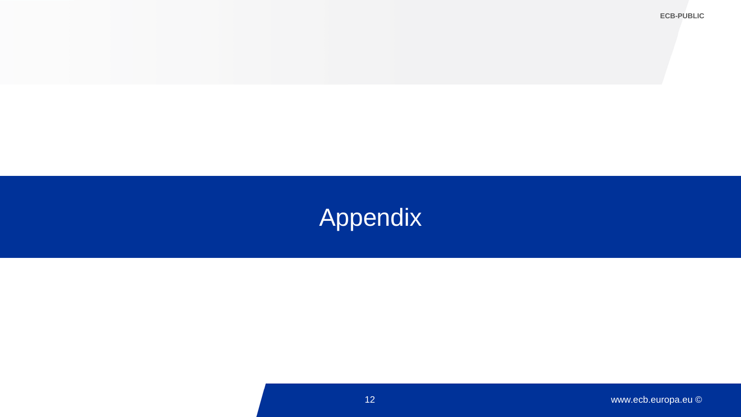# Appendix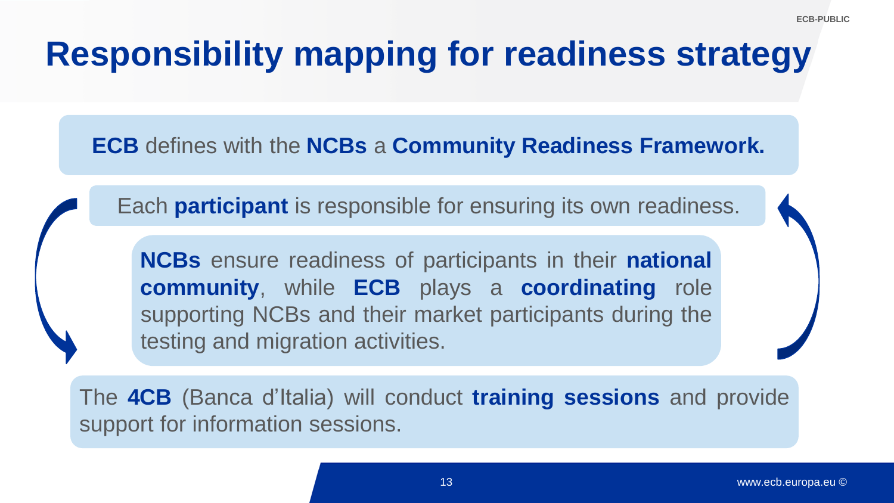# Responsibility mapping for readiness strategy

**ECB** defines with the **NCBs** a **Community Readiness Framework.**

Each **participant** is responsible for ensuring its own readiness.

**NCBs** ensure readiness of participants in their **national community**, while **ECB** plays a **coordinating** role supporting NCBs and their market participants during the testing and migration activities.

The **4CB** (Banca d'Italia) will conduct **training sessions** and provide support for information sessions.